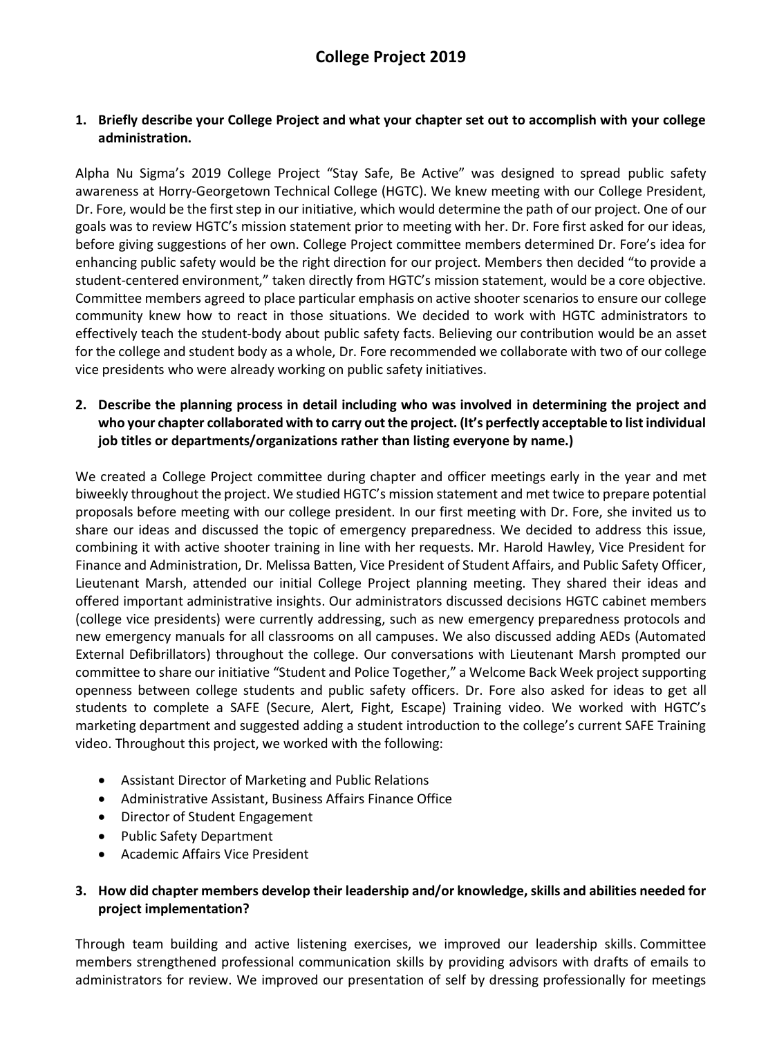# College Project 2019

**1. Briefly describe your College Project and what your chapter set out to accomplish with your college administration.**

Alpha Nu Sigma's 2019 College Project "Stay Safe, Be Active" was designed to spread public safety awareness at Horry-Georgetown Technical College (HGTC). We knew meeting with our College President, Dr. Fore, would be the first step in our initiative, which would determine the path of our project. One of our goals was to review HGTC's mission statement prior to meeting with her. Dr. Fore first asked for our ideas, before giving suggestions of her own. College Project committee members determined Dr. Fore's idea for enhancing public safety would be the right direction for our project. Members then decided "to provide a student-centered environment," taken directly from HGTC's mission statement, would be a core objective. Committee members agreed to place particular emphasis on active shooter scenarios to ensure our college community knew how to react in those situations. We decided to work with HGTC administrators to effectively teach the student-body about public safety facts. Believing our contribution would be an asset for the college and student body as a whole, Dr. Fore recommended we collaborate with two of our college vice presidents who were already working on public safety initiatives.

**2. Describe the planning process in detail including who was involved in determining the project and who your chapter collaborated with to carry out the project. (It's perfectly acceptable to list individual job titles or departments/organizations rather than listing everyone by name.)**

We created a College Project committee during chapter and officer meetings early in the year and met biweekly throughout the project. We studied HGTC's mission statement and met twice to prepare potential proposals before meeting with our college president. In our first meeting with Dr. Fore, she invited us to share our ideas and discussed the topic of emergency preparedness. We decided to address this issue, combining it with active shooter training in line with her requests. Mr. Harold Hawley, Vice President for Finance and Administration, Dr. Melissa Batten, Vice President of Student Affairs, and Public Safety Officer, Lieutenant Marsh, attended our initial College Project planning meeting. They shared their ideas and offered important administrative insights. Our administrators discussed decisions HGTC cabinet members (college vice presidents) were currently addressing, such as new emergency preparedness protocols and new emergency manuals for all classrooms on all campuses. We also discussed adding AEDs (Automated External Defibrillators) throughout the college. Our conversations with Lieutenant Marsh prompted our committee to share our initiative "Student and Police Together," a Welcome Back Week project supporting openness between college students and public safety officers. Dr. Fore also asked for ideas to get all students to complete a SAFE (Secure, Alert, Fight, Escape) Training video. We worked with HGTC's marketing department and suggested adding a student introduction to the college's current SAFE Training video. Throughout this project, we worked with the following:

- Assistant Director of Marketing and Public Relations
- Administrative Assistant, Business Affairs Finance Office
- Director of Student Engagement
- Public Safety Department
- Academic Affairs Vice President

**3. How did chapter members develop their leadership and/or knowledge, skills and abilities needed for project implementation?**

Through team building and active listening exercises, we improved our leadership skills. Committee members strengthened professional communication skills by providing advisors with drafts of emails to administrators for review. We improved our presentation of self by dressing professionally for meetings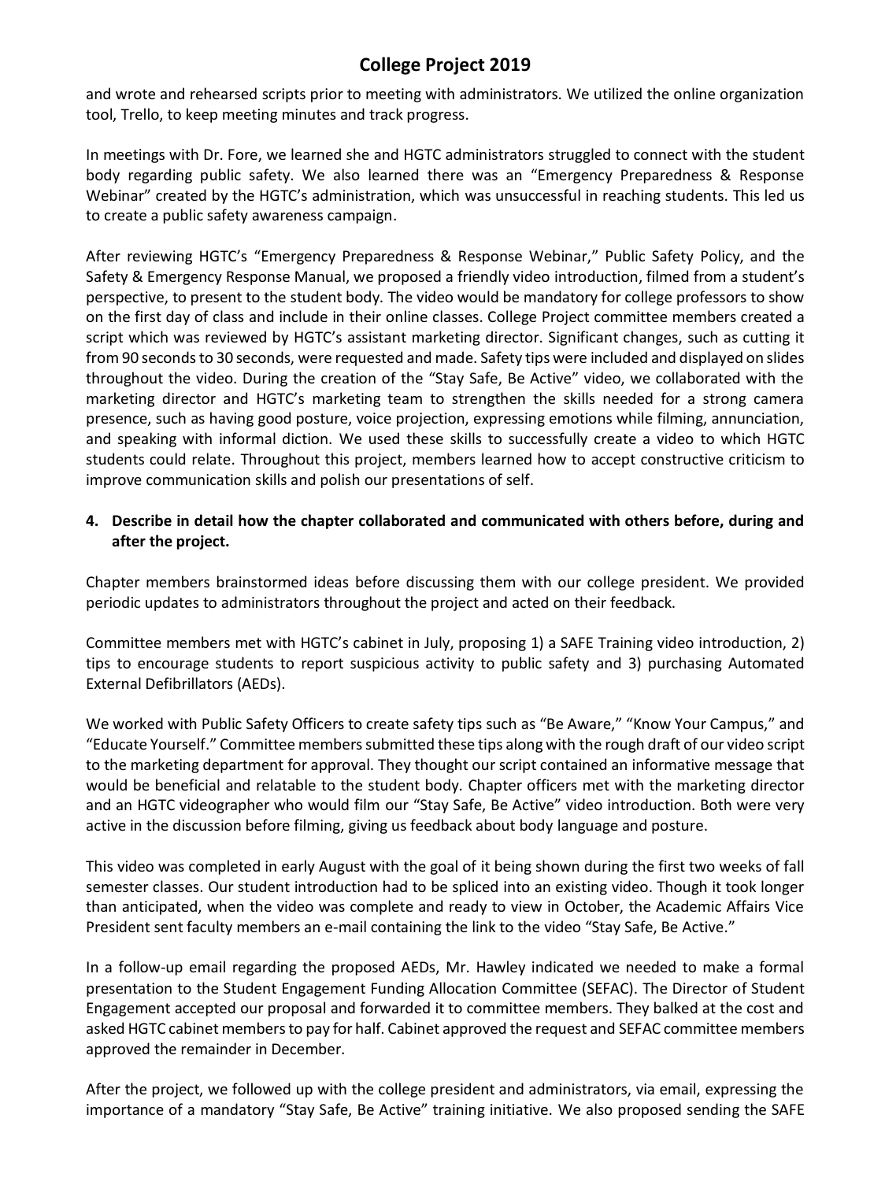and wrote and rehearsed scripts prior to meeting with administrators. We utilized the online organization tool, Trello, to keep meeting minutes and track progress.

In meetings with Dr. Fore, we learned she and HGTC administrators struggled to connect with the student body regarding public safety. We also learned there was an "Emergency Preparedness & Response Webinar" created by the HGTC's administration, which was unsuccessful in reaching students. This led us to create a public safety awareness campaign.

After reviewing HGTC's "Emergency Preparedness & Response Webinar," Public Safety Policy, and the Safety & Emergency Response Manual, we proposed a friendly video introduction, filmed from a student's perspective, to present to the student body. The video would be mandatory for college professors to show on the first day of class and include in their online classes. College Project committee members created a script which was reviewed by HGTC's assistant marketing director. Significant changes, such as cutting it from 90 seconds to 30 seconds, were requested and made. Safety tips were included and displayed on slides throughout the video. During the creation of the "Stay Safe, Be Active" video, we collaborated with the marketing director and HGTC's marketing team to strengthen the skills needed for a strong camera presence, such as having good posture, voice projection, expressing emotions while filming, annunciation, and speaking with informal diction. We used these skills to successfully create a video to which HGTC students could relate. Throughout this project, members learned how to accept constructive criticism to improve communication skills and polish our presentations of self.

**4. Describe in detail how the chapter collaborated and communicated with others before, during and after the project.**

Chapter members brainstormed ideas before discussing them with our college president. We provided periodic updates to administrators throughout the project and acted on their feedback.

Committee members met with HGTC's cabinet in July, proposing 1) a SAFE Training video introduction, 2) tips to encourage students to report suspicious activity to public safety and 3) purchasing Automated External Defibrillators (AEDs).

We worked with Public Safety Officers to create safety tips such as "Be Aware," "Know Your Campus," and "Educate Yourself." Committee members submitted these tips along with the rough draft of our video script to the marketing department for approval. They thought our script contained an informative message that would be beneficial and relatable to the student body. Chapter officers met with the marketing director and an HGTC videographer who would film our "Stay Safe, Be Active" video introduction. Both were very active in the discussion before filming, giving us feedback about body language and posture.

This video was completed in early August with the goal of it being shown during the first two weeks of fall semester classes. Our student introduction had to be spliced into an existing video. Though it took longer than anticipated, when the video was complete and ready to view in October, the Academic Affairs Vice President sent faculty members an e-mail containing the link to the video "Stay Safe, Be Active."

In a follow-up email regarding the proposed AEDs, Mr. Hawley indicated we needed to make a formal presentation to the Student Engagement Funding Allocation Committee (SEFAC). The Director of Student Engagement accepted our proposal and forwarded it to committee members. They balked at the cost and asked HGTC cabinet members to pay for half. Cabinet approved the request and SEFAC committee members approved the remainder in December.

After the project, we followed up with the college president and administrators, via email, expressing the importance of a mandatory "Stay Safe, Be Active" training initiative. We also proposed sending the SAFE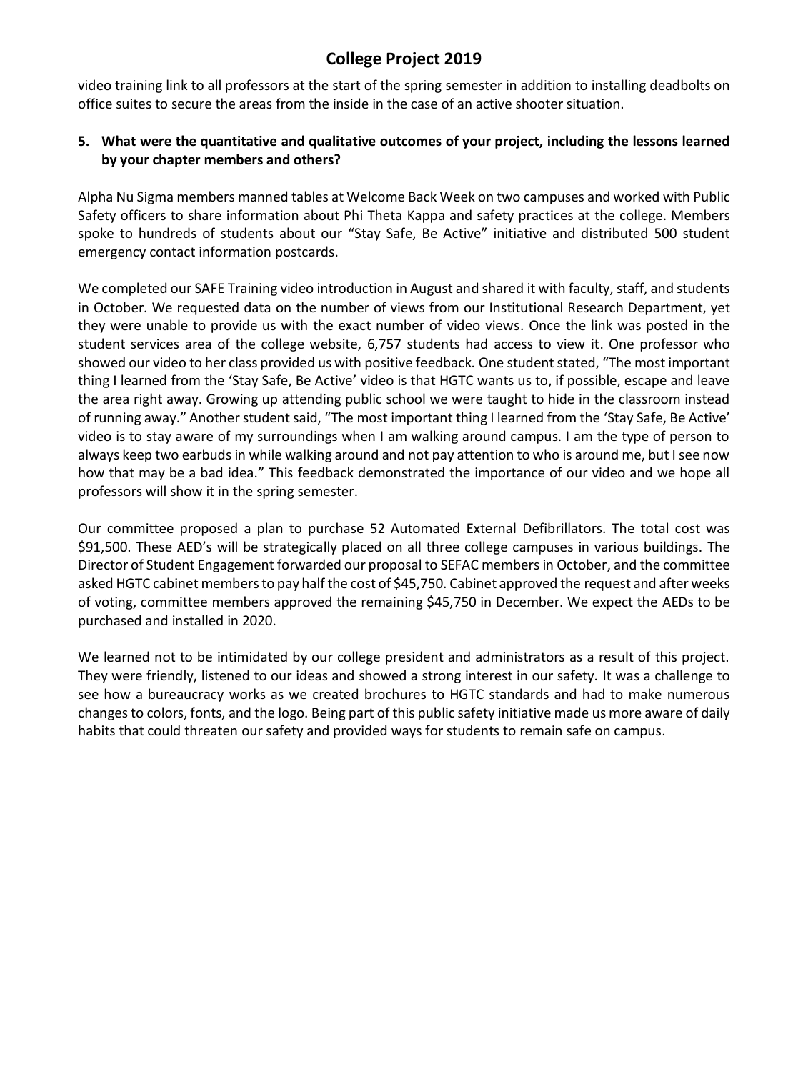video training link to all professors at the start of the spring semester in addition to installing deadbolts on office suites to secure the areas from the inside in the case of an active shooter situation.

**5. What were the quantitative and qualitative outcomes of your project, including the lessons learned by your chapter members and others?**

Alpha Nu Sigma members manned tables at Welcome Back Week on two campuses and worked with Public Safety officers to share information about Phi Theta Kappa and safety practices at the college. Members spoke to hundreds of students about our "Stay Safe, Be Active" initiative and distributed 500 student emergency contact information postcards.

We completed our SAFE Training video introduction in August and shared it with faculty, staff, and students in October. We requested data on the number of views from our Institutional Research Department, yet they were unable to provide us with the exact number of video views. Once the link was posted in the student services area of the college website, 6,757 students had access to view it. One professor who showed our video to her class provided us with positive feedback. One student stated, "The most important thing I learned from the 'Stay Safe, Be Active' video is that HGTC wants us to, if possible, escape and leave the area right away. Growing up attending public school we were taught to hide in the classroom instead of running away." Another student said, "The most important thing I learned from the 'Stay Safe, Be Active' video is to stay aware of my surroundings when I am walking around campus. I am the type of person to always keep two earbuds in while walking around and not pay attention to who is around me, but I see now how that may be a bad idea." This feedback demonstrated the importance of our video and we hope all professors will show it in the spring semester.

Our committee proposed a plan to purchase 52 Automated External Defibrillators. The total cost was $91,500. These AED's will be strategically placed on all three college campuses in various buildings. The Director of Student Engagement forwarded our proposal to SEFAC members in October, and the committee asked HGTC cabinet members to pay half the cost of $45,750. Cabinet approved the request and after weeks of voting, committee members approved the remaining $45,750 in December. We expect the AEDs to be purchased and installed in 2020.

We learned not to be intimidated by our college president and administrators as a result of this project. They were friendly, listened to our ideas and showed a strong interest in our safety. It was a challenge to see how a bureaucracy works as we created brochures to HGTC standards and had to make numerous changes to colors, fonts, and the logo. Being part of this public safety initiative made us more aware of daily habits that could threaten our safety and provided ways for students to remain safe on campus.